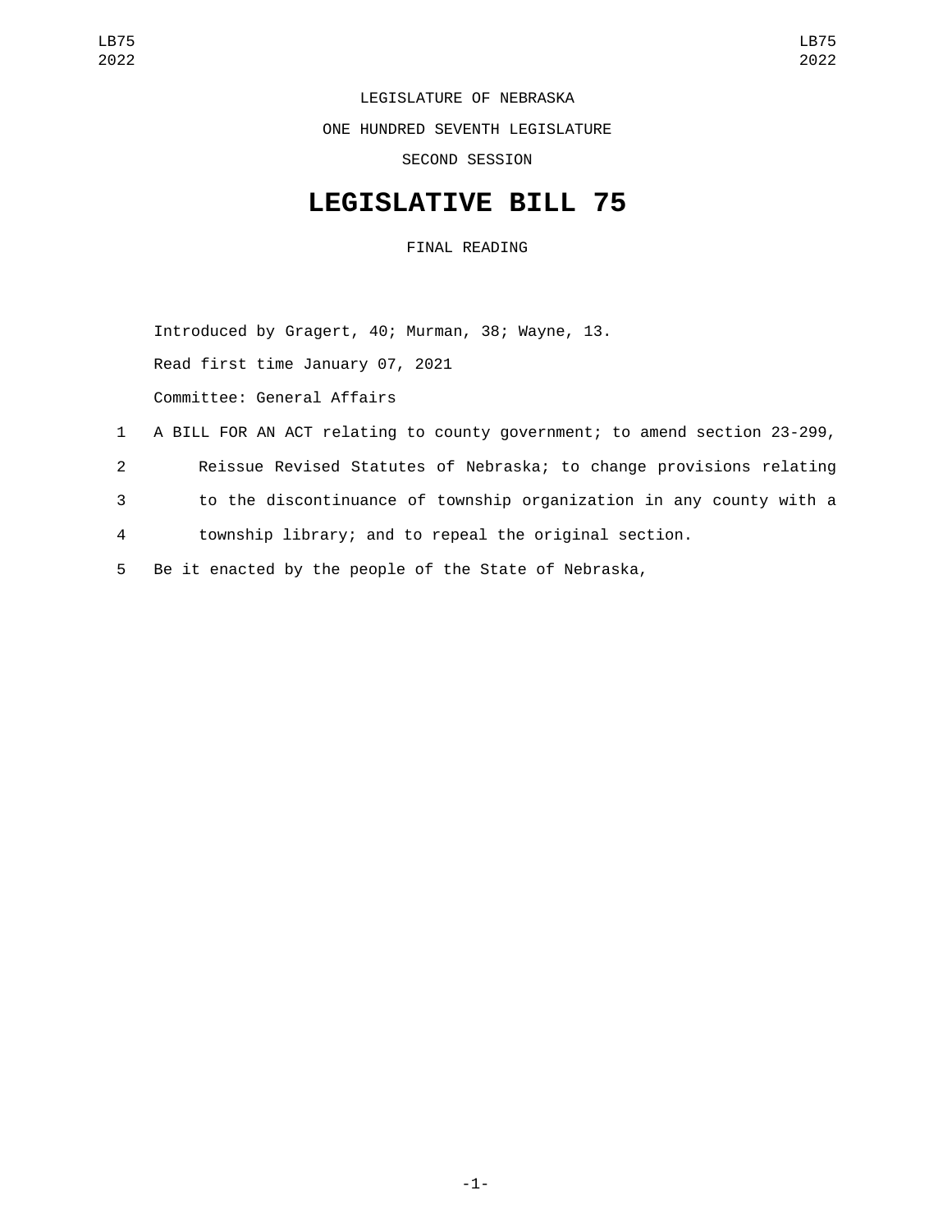LEGISLATURE OF NEBRASKA

ONE HUNDRED SEVENTH LEGISLATURE

SECOND SESSION

# LEGISLATIVE BILL 75

FINAL READING

Introduced by Gragert, 40; Murman, 38; Wayne, 13.

Read first time January 07, 2021

Committee: General Affairs

1 A BILL FOR AN ACT relating to county government; to amend section 23-299,
2 Reissue Revised Statutes of Nebraska; to change provisions relating
3 to the discontinuance of township organization in any county with a
4 township library; and to repeal the original section.
5 Be it enacted by the people of the State of Nebraska,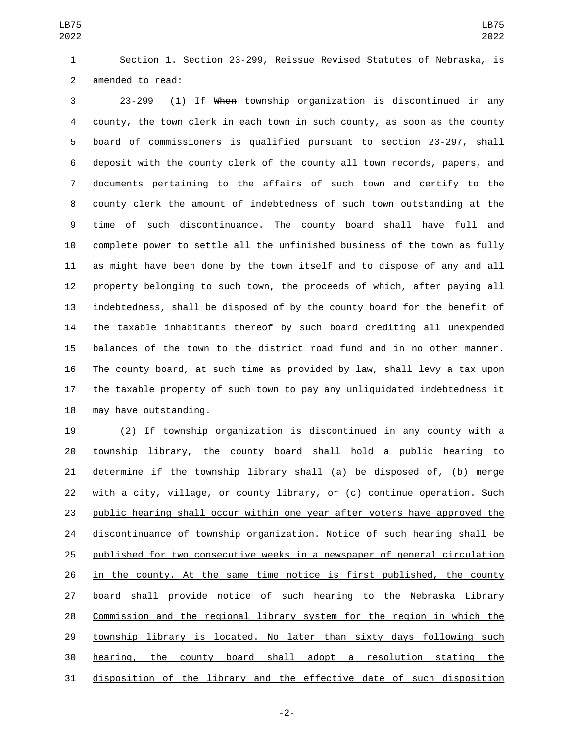Section 1. Section 23-299, Reissue Revised Statutes of Nebraska, is amended to read:

23-299 (1) If ~~When~~ township organization is discontinued in any county, the town clerk in each town in such county, as soon as the county board ~~of commissioners~~ is qualified pursuant to section 23-297, shall deposit with the county clerk of the county all town records, papers, and documents pertaining to the affairs of such town and certify to the county clerk the amount of indebtedness of such town outstanding at the time of such discontinuance. The county board shall have full and complete power to settle all the unfinished business of the town as fully as might have been done by the town itself and to dispose of any and all property belonging to such town, the proceeds of which, after paying all indebtedness, shall be disposed of by the county board for the benefit of the taxable inhabitants thereof by such board crediting all unexpended balances of the town to the district road fund and in no other manner. The county board, at such time as provided by law, shall levy a tax upon the taxable property of such town to pay any unliquidated indebtedness it may have outstanding.

(2) If township organization is discontinued in any county with a township library, the county board shall hold a public hearing to determine if the township library shall (a) be disposed of, (b) merge with a city, village, or county library, or (c) continue operation. Such public hearing shall occur within one year after voters have approved the discontinuance of township organization. Notice of such hearing shall be published for two consecutive weeks in a newspaper of general circulation in the county. At the same time notice is first published, the county board shall provide notice of such hearing to the Nebraska Library Commission and the regional library system for the region in which the township library is located. No later than sixty days following such hearing, the county board shall adopt a resolution stating the disposition of the library and the effective date of such disposition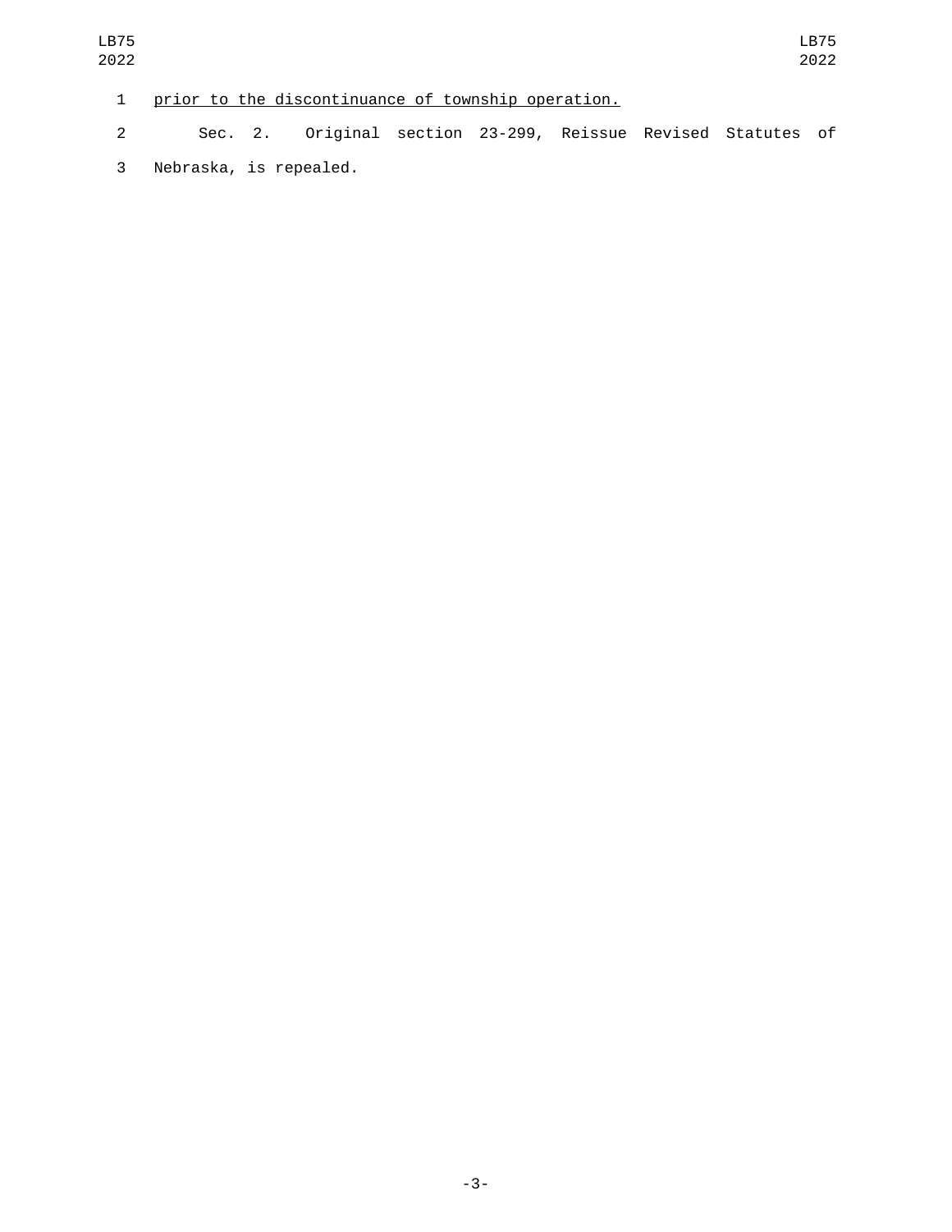prior to the discontinuance of township operation.

Sec. 2. Original section 23-299, Reissue Revised Statutes of Nebraska, is repealed.